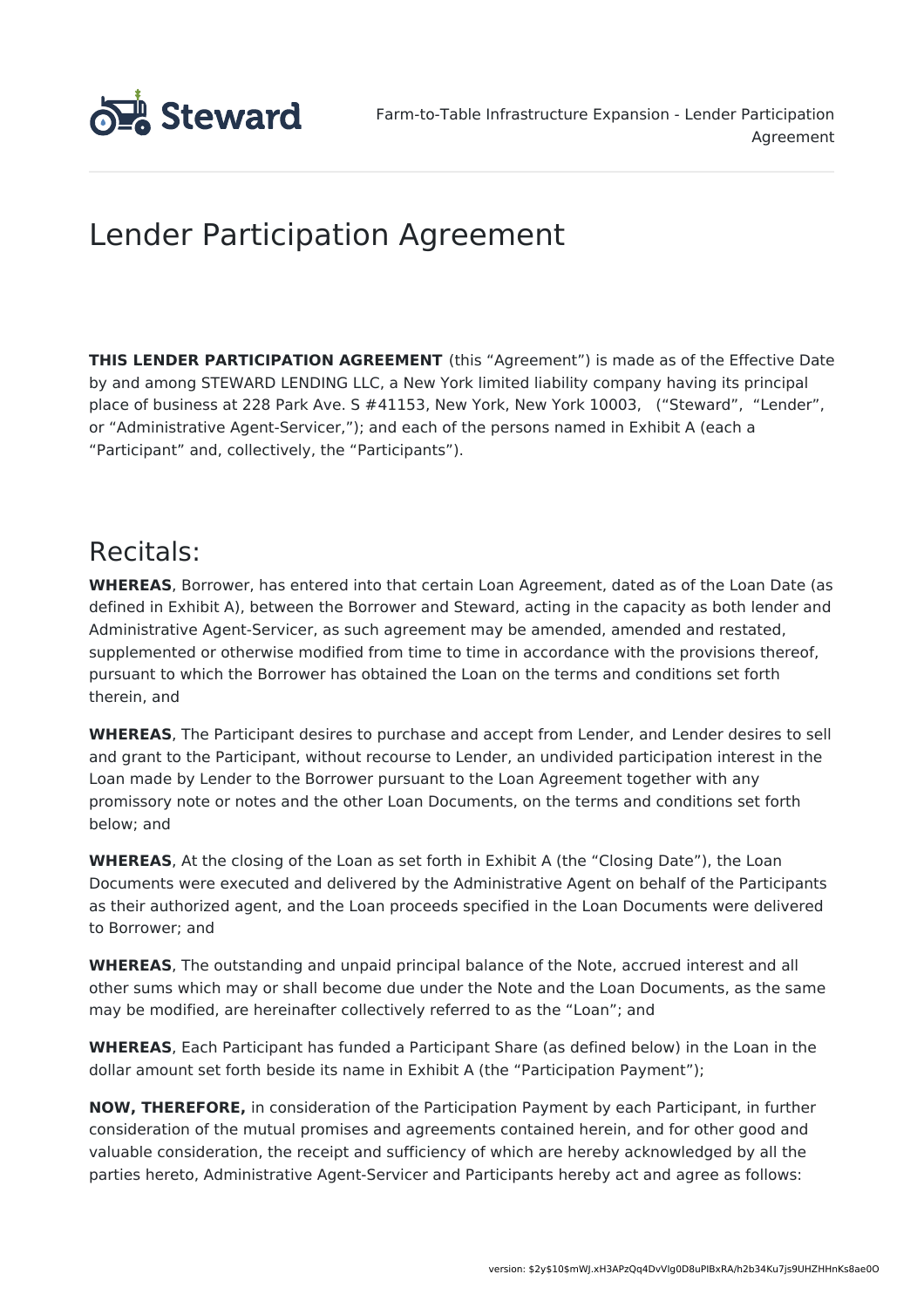# Lender Participation Agreement

**THIS LENDER PARTICIPATION AGREEMENT** (this "Agreement") is made as of the Effective Date by and among STEWARD LENDING LLC, a New York limited liability company having its principal place of business at 228 Park Ave. S #41153, New York, New York 10003, ("Steward", "Lender", or "Administrative Agent-Servicer,"); and each of the persons named in Exhibit A (each a "Participant" and, collectively, the "Participants").

## Recitals:

**WHEREAS**, Borrower, has entered into that certain Loan Agreement, dated as of the Loan Date (as defined in Exhibit A), between the Borrower and Steward, acting in the capacity as both lender and Administrative Agent-Servicer, as such agreement may be amended, amended and restated, supplemented or otherwise modified from time to time in accordance with the provisions thereof, pursuant to which the Borrower has obtained the Loan on the terms and conditions set forth therein, and

**WHEREAS**, The Participant desires to purchase and accept from Lender, and Lender desires to sell and grant to the Participant, without recourse to Lender, an undivided participation interest in the Loan made by Lender to the Borrower pursuant to the Loan Agreement together with any promissory note or notes and the other Loan Documents, on the terms and conditions set forth below; and

**WHEREAS**, At the closing of the Loan as set forth in Exhibit A (the "Closing Date"), the Loan Documents were executed and delivered by the Administrative Agent on behalf of the Participants as their authorized agent, and the Loan proceeds specified in the Loan Documents were delivered to Borrower; and

**WHEREAS**, The outstanding and unpaid principal balance of the Note, accrued interest and all other sums which may or shall become due under the Note and the Loan Documents, as the same may be modified, are hereinafter collectively referred to as the "Loan"; and

**WHEREAS**, Each Participant has funded a Participant Share (as defined below) in the Loan in the dollar amount set forth beside its name in Exhibit A (the "Participation Payment");

**NOW, THEREFORE,** in consideration of the Participation Payment by each Participant, in further consideration of the mutual promises and agreements contained herein, and for other good and valuable consideration, the receipt and sufficiency of which are hereby acknowledged by all the parties hereto, Administrative Agent-Servicer and Participants hereby act and agree as follows: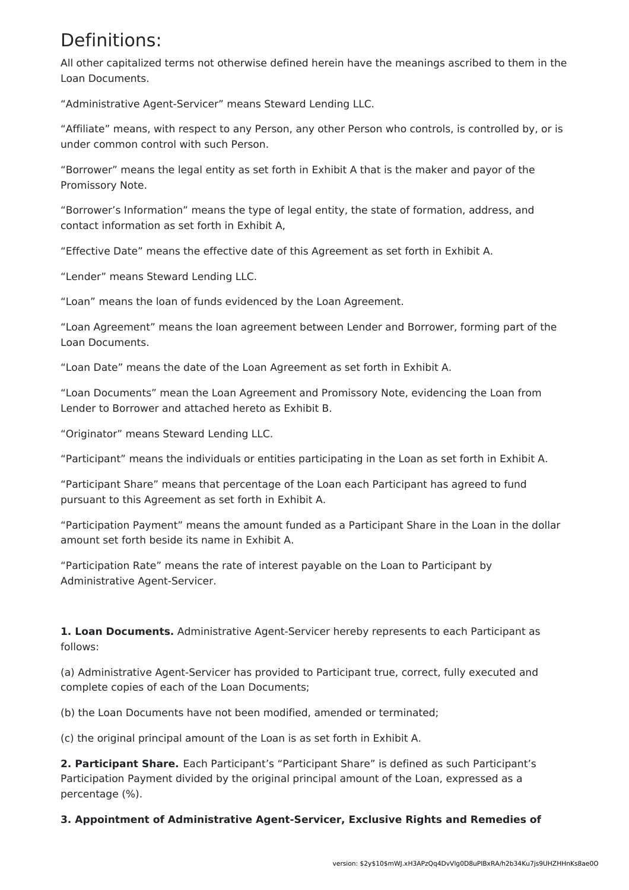# Definitions:

All other capitalized terms not otherwise defined herein have the meanings ascribed to them in the Loan Documents.

“Administrative Agent-Servicer” means Steward Lending LLC.

“Affiliate” means, with respect to any Person, any other Person who controls, is controlled by, or is under common control with such Person.

“Borrower” means the legal entity as set forth in Exhibit A that is the maker and payor of the Promissory Note.

“Borrower’s Information” means the type of legal entity, the state of formation, address, and contact information as set forth in Exhibit A,

“Effective Date” means the effective date of this Agreement as set forth in Exhibit A.

“Lender” means Steward Lending LLC.

“Loan” means the loan of funds evidenced by the Loan Agreement.

“Loan Agreement” means the loan agreement between Lender and Borrower, forming part of the Loan Documents.

“Loan Date” means the date of the Loan Agreement as set forth in Exhibit A.

“Loan Documents” mean the Loan Agreement and Promissory Note, evidencing the Loan from Lender to Borrower and attached hereto as Exhibit B.

“Originator” means Steward Lending LLC.

“Participant” means the individuals or entities participating in the Loan as set forth in Exhibit A.

“Participant Share” means that percentage of the Loan each Participant has agreed to fund pursuant to this Agreement as set forth in Exhibit A.

“Participation Payment” means the amount funded as a Participant Share in the Loan in the dollar amount set forth beside its name in Exhibit A.

“Participation Rate” means the rate of interest payable on the Loan to Participant by Administrative Agent-Servicer.

**1. Loan Documents.** Administrative Agent-Servicer hereby represents to each Participant as follows:

(a) Administrative Agent-Servicer has provided to Participant true, correct, fully executed and complete copies of each of the Loan Documents;

(b) the Loan Documents have not been modified, amended or terminated;

(c) the original principal amount of the Loan is as set forth in Exhibit A.

**2. Participant Share.** Each Participant’s “Participant Share” is defined as such Participant’s Participation Payment divided by the original principal amount of the Loan, expressed as a percentage (%).

**3. Appointment of Administrative Agent-Servicer, Exclusive Rights and Remedies of**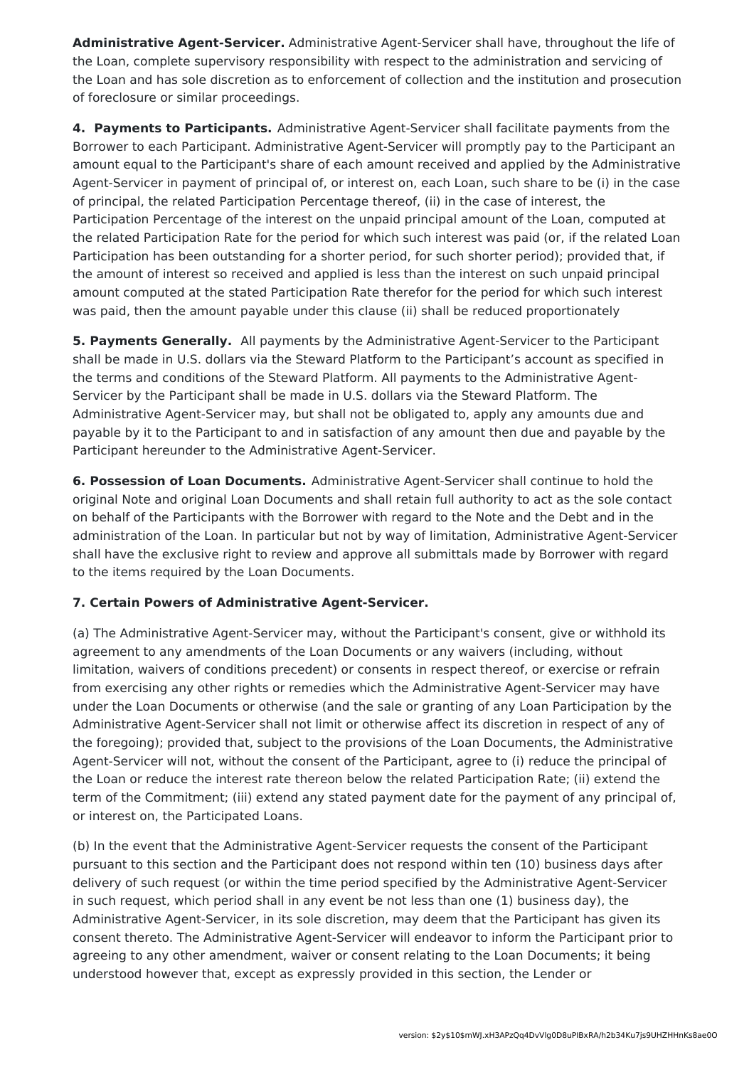**Administrative Agent-Servicer.** Administrative Agent-Servicer shall have, throughout the life of the Loan, complete supervisory responsibility with respect to the administration and servicing of the Loan and has sole discretion as to enforcement of collection and the institution and prosecution of foreclosure or similar proceedings.

**4. Payments to Participants.** Administrative Agent-Servicer shall facilitate payments from the Borrower to each Participant. Administrative Agent-Servicer will promptly pay to the Participant an amount equal to the Participant's share of each amount received and applied by the Administrative Agent-Servicer in payment of principal of, or interest on, each Loan, such share to be (i) in the case of principal, the related Participation Percentage thereof, (ii) in the case of interest, the Participation Percentage of the interest on the unpaid principal amount of the Loan, computed at the related Participation Rate for the period for which such interest was paid (or, if the related Loan Participation has been outstanding for a shorter period, for such shorter period); provided that, if the amount of interest so received and applied is less than the interest on such unpaid principal amount computed at the stated Participation Rate therefor for the period for which such interest was paid, then the amount payable under this clause (ii) shall be reduced proportionately

**5. Payments Generally.** All payments by the Administrative Agent-Servicer to the Participant shall be made in U.S. dollars via the Steward Platform to the Participant's account as specified in the terms and conditions of the Steward Platform. All payments to the Administrative Agent-Servicer by the Participant shall be made in U.S. dollars via the Steward Platform. The Administrative Agent-Servicer may, but shall not be obligated to, apply any amounts due and payable by it to the Participant to and in satisfaction of any amount then due and payable by the Participant hereunder to the Administrative Agent-Servicer.

**6. Possession of Loan Documents.** Administrative Agent-Servicer shall continue to hold the original Note and original Loan Documents and shall retain full authority to act as the sole contact on behalf of the Participants with the Borrower with regard to the Note and the Debt and in the administration of the Loan. In particular but not by way of limitation, Administrative Agent-Servicer shall have the exclusive right to review and approve all submittals made by Borrower with regard to the items required by the Loan Documents.

**7. Certain Powers of Administrative Agent-Servicer.**

(a) The Administrative Agent-Servicer may, without the Participant's consent, give or withhold its agreement to any amendments of the Loan Documents or any waivers (including, without limitation, waivers of conditions precedent) or consents in respect thereof, or exercise or refrain from exercising any other rights or remedies which the Administrative Agent-Servicer may have under the Loan Documents or otherwise (and the sale or granting of any Loan Participation by the Administrative Agent-Servicer shall not limit or otherwise affect its discretion in respect of any of the foregoing); provided that, subject to the provisions of the Loan Documents, the Administrative Agent-Servicer will not, without the consent of the Participant, agree to (i) reduce the principal of the Loan or reduce the interest rate thereon below the related Participation Rate; (ii) extend the term of the Commitment; (iii) extend any stated payment date for the payment of any principal of, or interest on, the Participated Loans.

(b) In the event that the Administrative Agent-Servicer requests the consent of the Participant pursuant to this section and the Participant does not respond within ten (10) business days after delivery of such request (or within the time period specified by the Administrative Agent-Servicer in such request, which period shall in any event be not less than one (1) business day), the Administrative Agent-Servicer, in its sole discretion, may deem that the Participant has given its consent thereto. The Administrative Agent-Servicer will endeavor to inform the Participant prior to agreeing to any other amendment, waiver or consent relating to the Loan Documents; it being understood however that, except as expressly provided in this section, the Lender or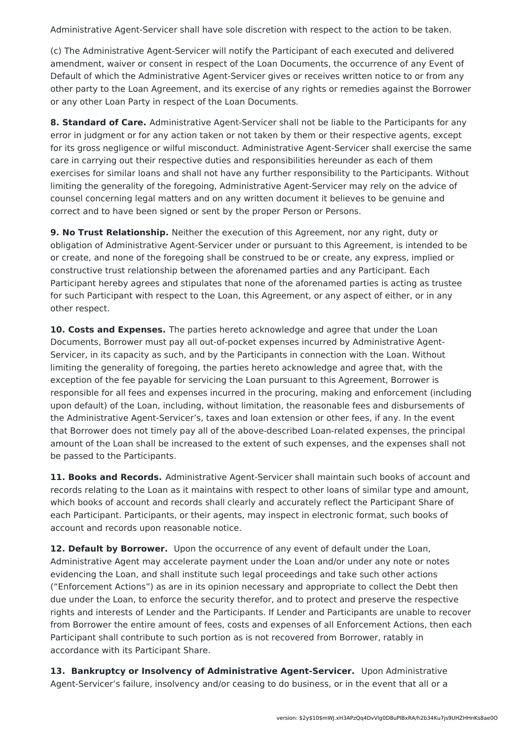Administrative Agent-Servicer shall have sole discretion with respect to the action to be taken.

(c) The Administrative Agent-Servicer will notify the Participant of each executed and delivered amendment, waiver or consent in respect of the Loan Documents, the occurrence of any Event of Default of which the Administrative Agent-Servicer gives or receives written notice to or from any other party to the Loan Agreement, and its exercise of any rights or remedies against the Borrower or any other Loan Party in respect of the Loan Documents.

**8. Standard of Care.** Administrative Agent-Servicer shall not be liable to the Participants for any error in judgment or for any action taken or not taken by them or their respective agents, except for its gross negligence or wilful misconduct. Administrative Agent-Servicer shall exercise the same care in carrying out their respective duties and responsibilities hereunder as each of them exercises for similar loans and shall not have any further responsibility to the Participants. Without limiting the generality of the foregoing, Administrative Agent-Servicer may rely on the advice of counsel concerning legal matters and on any written document it believes to be genuine and correct and to have been signed or sent by the proper Person or Persons.

**9. No Trust Relationship.** Neither the execution of this Agreement, nor any right, duty or obligation of Administrative Agent-Servicer under or pursuant to this Agreement, is intended to be or create, and none of the foregoing shall be construed to be or create, any express, implied or constructive trust relationship between the aforenamed parties and any Participant. Each Participant hereby agrees and stipulates that none of the aforenamed parties is acting as trustee for such Participant with respect to the Loan, this Agreement, or any aspect of either, or in any other respect.

**10. Costs and Expenses.** The parties hereto acknowledge and agree that under the Loan Documents, Borrower must pay all out-of-pocket expenses incurred by Administrative Agent-Servicer, in its capacity as such, and by the Participants in connection with the Loan. Without limiting the generality of foregoing, the parties hereto acknowledge and agree that, with the exception of the fee payable for servicing the Loan pursuant to this Agreement, Borrower is responsible for all fees and expenses incurred in the procuring, making and enforcement (including upon default) of the Loan, including, without limitation, the reasonable fees and disbursements of the Administrative Agent-Servicer's, taxes and loan extension or other fees, if any. In the event that Borrower does not timely pay all of the above-described Loan-related expenses, the principal amount of the Loan shall be increased to the extent of such expenses, and the expenses shall not be passed to the Participants.

**11. Books and Records.** Administrative Agent-Servicer shall maintain such books of account and records relating to the Loan as it maintains with respect to other loans of similar type and amount, which books of account and records shall clearly and accurately reflect the Participant Share of each Participant. Participants, or their agents, may inspect in electronic format, such books of account and records upon reasonable notice.

**12. Default by Borrower.** Upon the occurrence of any event of default under the Loan, Administrative Agent may accelerate payment under the Loan and/or under any note or notes evidencing the Loan, and shall institute such legal proceedings and take such other actions ("Enforcement Actions") as are in its opinion necessary and appropriate to collect the Debt then due under the Loan, to enforce the security therefor, and to protect and preserve the respective rights and interests of Lender and the Participants. If Lender and Participants are unable to recover from Borrower the entire amount of fees, costs and expenses of all Enforcement Actions, then each Participant shall contribute to such portion as is not recovered from Borrower, ratably in accordance with its Participant Share.

**13. Bankruptcy or Insolvency of Administrative Agent-Servicer.** Upon Administrative Agent-Servicer's failure, insolvency and/or ceasing to do business, or in the event that all or a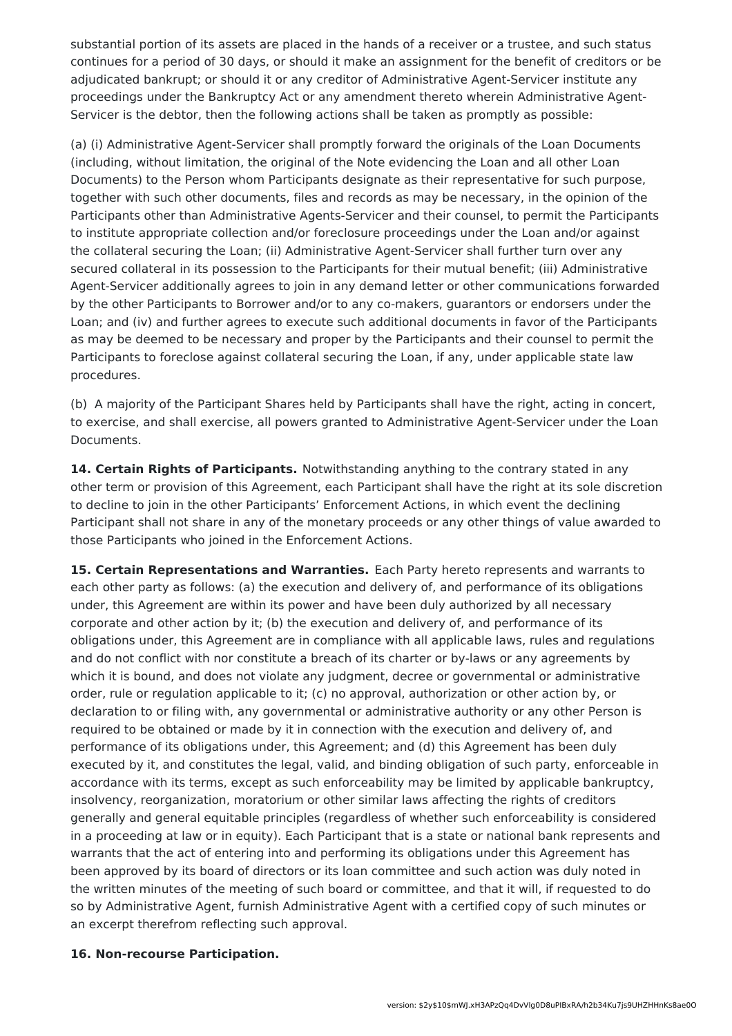substantial portion of its assets are placed in the hands of a receiver or a trustee, and such status continues for a period of 30 days, or should it make an assignment for the benefit of creditors or be adjudicated bankrupt; or should it or any creditor of Administrative Agent-Servicer institute any proceedings under the Bankruptcy Act or any amendment thereto wherein Administrative Agent-Servicer is the debtor, then the following actions shall be taken as promptly as possible:

(a) (i) Administrative Agent-Servicer shall promptly forward the originals of the Loan Documents (including, without limitation, the original of the Note evidencing the Loan and all other Loan Documents) to the Person whom Participants designate as their representative for such purpose, together with such other documents, files and records as may be necessary, in the opinion of the Participants other than Administrative Agents-Servicer and their counsel, to permit the Participants to institute appropriate collection and/or foreclosure proceedings under the Loan and/or against the collateral securing the Loan; (ii) Administrative Agent-Servicer shall further turn over any secured collateral in its possession to the Participants for their mutual benefit; (iii) Administrative Agent-Servicer additionally agrees to join in any demand letter or other communications forwarded by the other Participants to Borrower and/or to any co-makers, guarantors or endorsers under the Loan; and (iv) and further agrees to execute such additional documents in favor of the Participants as may be deemed to be necessary and proper by the Participants and their counsel to permit the Participants to foreclose against collateral securing the Loan, if any, under applicable state law procedures.

(b) A majority of the Participant Shares held by Participants shall have the right, acting in concert, to exercise, and shall exercise, all powers granted to Administrative Agent-Servicer under the Loan Documents.

**14. Certain Rights of Participants.** Notwithstanding anything to the contrary stated in any other term or provision of this Agreement, each Participant shall have the right at its sole discretion to decline to join in the other Participants' Enforcement Actions, in which event the declining Participant shall not share in any of the monetary proceeds or any other things of value awarded to those Participants who joined in the Enforcement Actions.

**15. Certain Representations and Warranties.** Each Party hereto represents and warrants to each other party as follows: (a) the execution and delivery of, and performance of its obligations under, this Agreement are within its power and have been duly authorized by all necessary corporate and other action by it; (b) the execution and delivery of, and performance of its obligations under, this Agreement are in compliance with all applicable laws, rules and regulations and do not conflict with nor constitute a breach of its charter or by-laws or any agreements by which it is bound, and does not violate any judgment, decree or governmental or administrative order, rule or regulation applicable to it; (c) no approval, authorization or other action by, or declaration to or filing with, any governmental or administrative authority or any other Person is required to be obtained or made by it in connection with the execution and delivery of, and performance of its obligations under, this Agreement; and (d) this Agreement has been duly executed by it, and constitutes the legal, valid, and binding obligation of such party, enforceable in accordance with its terms, except as such enforceability may be limited by applicable bankruptcy, insolvency, reorganization, moratorium or other similar laws affecting the rights of creditors generally and general equitable principles (regardless of whether such enforceability is considered in a proceeding at law or in equity). Each Participant that is a state or national bank represents and warrants that the act of entering into and performing its obligations under this Agreement has been approved by its board of directors or its loan committee and such action was duly noted in the written minutes of the meeting of such board or committee, and that it will, if requested to do so by Administrative Agent, furnish Administrative Agent with a certified copy of such minutes or an excerpt therefrom reflecting such approval.

**16. Non-recourse Participation.**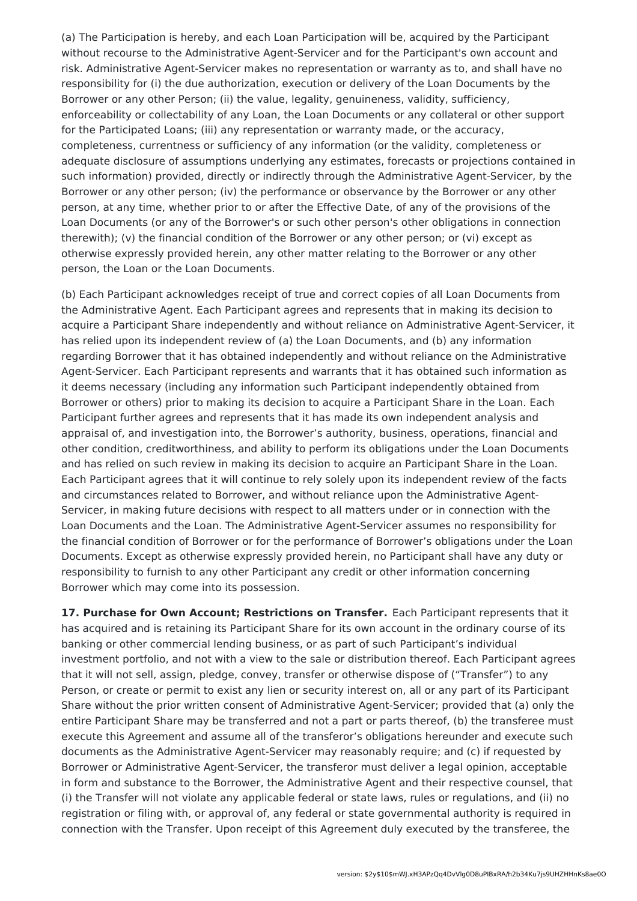(a) The Participation is hereby, and each Loan Participation will be, acquired by the Participant without recourse to the Administrative Agent-Servicer and for the Participant's own account and risk. Administrative Agent-Servicer makes no representation or warranty as to, and shall have no responsibility for (i) the due authorization, execution or delivery of the Loan Documents by the Borrower or any other Person; (ii) the value, legality, genuineness, validity, sufficiency, enforceability or collectability of any Loan, the Loan Documents or any collateral or other support for the Participated Loans; (iii) any representation or warranty made, or the accuracy, completeness, currentness or sufficiency of any information (or the validity, completeness or adequate disclosure of assumptions underlying any estimates, forecasts or projections contained in such information) provided, directly or indirectly through the Administrative Agent-Servicer, by the Borrower or any other person; (iv) the performance or observance by the Borrower or any other person, at any time, whether prior to or after the Effective Date, of any of the provisions of the Loan Documents (or any of the Borrower's or such other person's other obligations in connection therewith); (v) the financial condition of the Borrower or any other person; or (vi) except as otherwise expressly provided herein, any other matter relating to the Borrower or any other person, the Loan or the Loan Documents.

(b) Each Participant acknowledges receipt of true and correct copies of all Loan Documents from the Administrative Agent. Each Participant agrees and represents that in making its decision to acquire a Participant Share independently and without reliance on Administrative Agent-Servicer, it has relied upon its independent review of (a) the Loan Documents, and (b) any information regarding Borrower that it has obtained independently and without reliance on the Administrative Agent-Servicer. Each Participant represents and warrants that it has obtained such information as it deems necessary (including any information such Participant independently obtained from Borrower or others) prior to making its decision to acquire a Participant Share in the Loan. Each Participant further agrees and represents that it has made its own independent analysis and appraisal of, and investigation into, the Borrower's authority, business, operations, financial and other condition, creditworthiness, and ability to perform its obligations under the Loan Documents and has relied on such review in making its decision to acquire an Participant Share in the Loan. Each Participant agrees that it will continue to rely solely upon its independent review of the facts and circumstances related to Borrower, and without reliance upon the Administrative Agent-Servicer, in making future decisions with respect to all matters under or in connection with the Loan Documents and the Loan. The Administrative Agent-Servicer assumes no responsibility for the financial condition of Borrower or for the performance of Borrower's obligations under the Loan Documents. Except as otherwise expressly provided herein, no Participant shall have any duty or responsibility to furnish to any other Participant any credit or other information concerning Borrower which may come into its possession.

**17. Purchase for Own Account; Restrictions on Transfer.** Each Participant represents that it has acquired and is retaining its Participant Share for its own account in the ordinary course of its banking or other commercial lending business, or as part of such Participant's individual investment portfolio, and not with a view to the sale or distribution thereof. Each Participant agrees that it will not sell, assign, pledge, convey, transfer or otherwise dispose of ("Transfer") to any Person, or create or permit to exist any lien or security interest on, all or any part of its Participant Share without the prior written consent of Administrative Agent-Servicer; provided that (a) only the entire Participant Share may be transferred and not a part or parts thereof, (b) the transferee must execute this Agreement and assume all of the transferor's obligations hereunder and execute such documents as the Administrative Agent-Servicer may reasonably require; and (c) if requested by Borrower or Administrative Agent-Servicer, the transferor must deliver a legal opinion, acceptable in form and substance to the Borrower, the Administrative Agent and their respective counsel, that (i) the Transfer will not violate any applicable federal or state laws, rules or regulations, and (ii) no registration or filing with, or approval of, any federal or state governmental authority is required in connection with the Transfer. Upon receipt of this Agreement duly executed by the transferee, the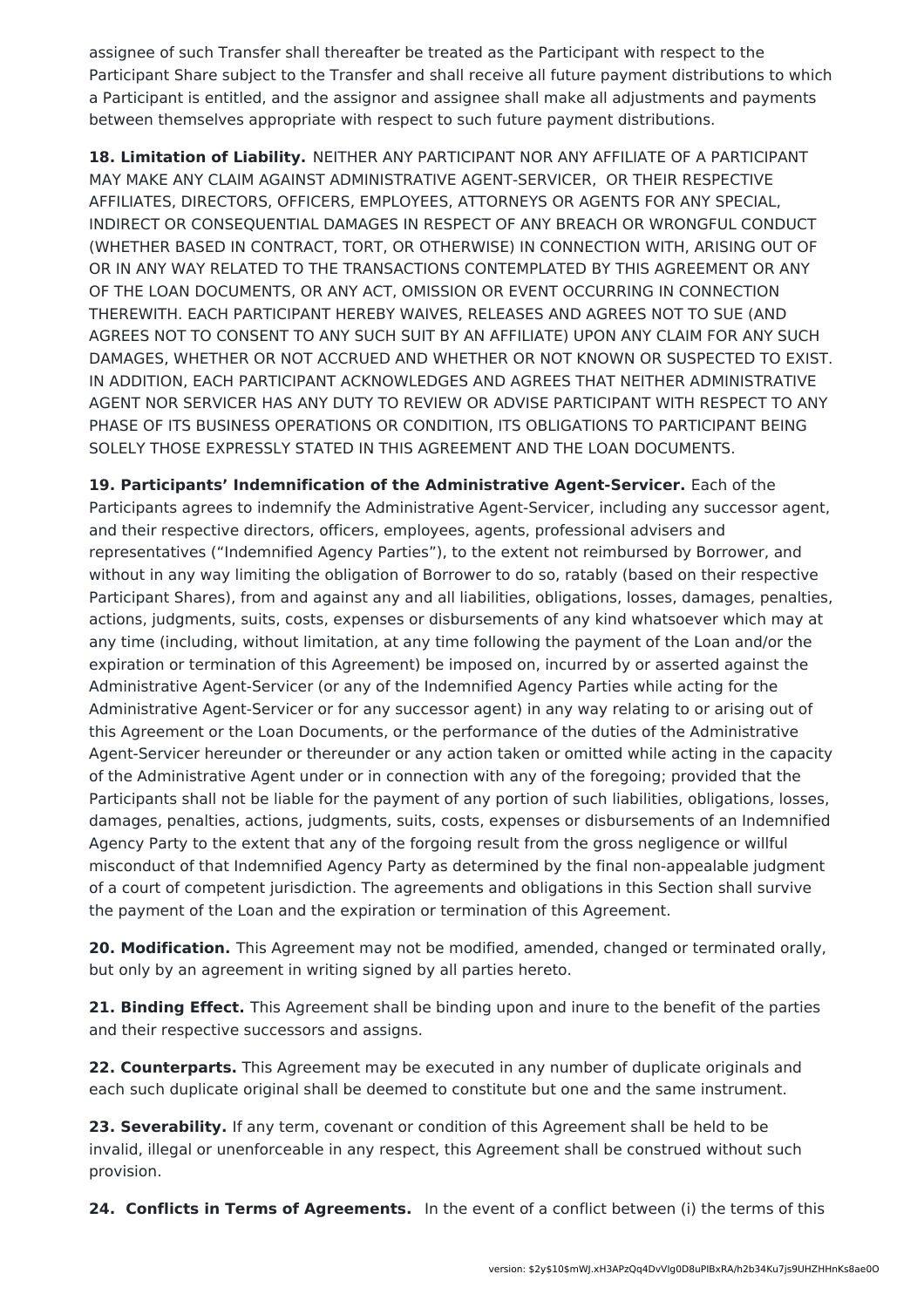assignee of such Transfer shall thereafter be treated as the Participant with respect to the Participant Share subject to the Transfer and shall receive all future payment distributions to which a Participant is entitled, and the assignor and assignee shall make all adjustments and payments between themselves appropriate with respect to such future payment distributions.

**18. Limitation of Liability.** NEITHER ANY PARTICIPANT NOR ANY AFFILIATE OF A PARTICIPANT MAY MAKE ANY CLAIM AGAINST ADMINISTRATIVE AGENT-SERVICER, OR THEIR RESPECTIVE AFFILIATES, DIRECTORS, OFFICERS, EMPLOYEES, ATTORNEYS OR AGENTS FOR ANY SPECIAL, INDIRECT OR CONSEQUENTIAL DAMAGES IN RESPECT OF ANY BREACH OR WRONGFUL CONDUCT (WHETHER BASED IN CONTRACT, TORT, OR OTHERWISE) IN CONNECTION WITH, ARISING OUT OF OR IN ANY WAY RELATED TO THE TRANSACTIONS CONTEMPLATED BY THIS AGREEMENT OR ANY OF THE LOAN DOCUMENTS, OR ANY ACT, OMISSION OR EVENT OCCURRING IN CONNECTION THEREWITH. EACH PARTICIPANT HEREBY WAIVES, RELEASES AND AGREES NOT TO SUE (AND AGREES NOT TO CONSENT TO ANY SUCH SUIT BY AN AFFILIATE) UPON ANY CLAIM FOR ANY SUCH DAMAGES, WHETHER OR NOT ACCRUED AND WHETHER OR NOT KNOWN OR SUSPECTED TO EXIST. IN ADDITION, EACH PARTICIPANT ACKNOWLEDGES AND AGREES THAT NEITHER ADMINISTRATIVE AGENT NOR SERVICER HAS ANY DUTY TO REVIEW OR ADVISE PARTICIPANT WITH RESPECT TO ANY PHASE OF ITS BUSINESS OPERATIONS OR CONDITION, ITS OBLIGATIONS TO PARTICIPANT BEING SOLELY THOSE EXPRESSLY STATED IN THIS AGREEMENT AND THE LOAN DOCUMENTS.

**19. Participants' Indemnification of the Administrative Agent-Servicer.** Each of the Participants agrees to indemnify the Administrative Agent-Servicer, including any successor agent, and their respective directors, officers, employees, agents, professional advisers and representatives ("Indemnified Agency Parties"), to the extent not reimbursed by Borrower, and without in any way limiting the obligation of Borrower to do so, ratably (based on their respective Participant Shares), from and against any and all liabilities, obligations, losses, damages, penalties, actions, judgments, suits, costs, expenses or disbursements of any kind whatsoever which may at any time (including, without limitation, at any time following the payment of the Loan and/or the expiration or termination of this Agreement) be imposed on, incurred by or asserted against the Administrative Agent-Servicer (or any of the Indemnified Agency Parties while acting for the Administrative Agent-Servicer or for any successor agent) in any way relating to or arising out of this Agreement or the Loan Documents, or the performance of the duties of the Administrative Agent-Servicer hereunder or thereunder or any action taken or omitted while acting in the capacity of the Administrative Agent under or in connection with any of the foregoing; provided that the Participants shall not be liable for the payment of any portion of such liabilities, obligations, losses, damages, penalties, actions, judgments, suits, costs, expenses or disbursements of an Indemnified Agency Party to the extent that any of the forgoing result from the gross negligence or willful misconduct of that Indemnified Agency Party as determined by the final non-appealable judgment of a court of competent jurisdiction. The agreements and obligations in this Section shall survive the payment of the Loan and the expiration or termination of this Agreement.

**20. Modification.** This Agreement may not be modified, amended, changed or terminated orally, but only by an agreement in writing signed by all parties hereto.

**21. Binding Effect.** This Agreement shall be binding upon and inure to the benefit of the parties and their respective successors and assigns.

**22. Counterparts.** This Agreement may be executed in any number of duplicate originals and each such duplicate original shall be deemed to constitute but one and the same instrument.

**23. Severability.** If any term, covenant or condition of this Agreement shall be held to be invalid, illegal or unenforceable in any respect, this Agreement shall be construed without such provision.

**24. Conflicts in Terms of Agreements.** In the event of a conflict between (i) the terms of this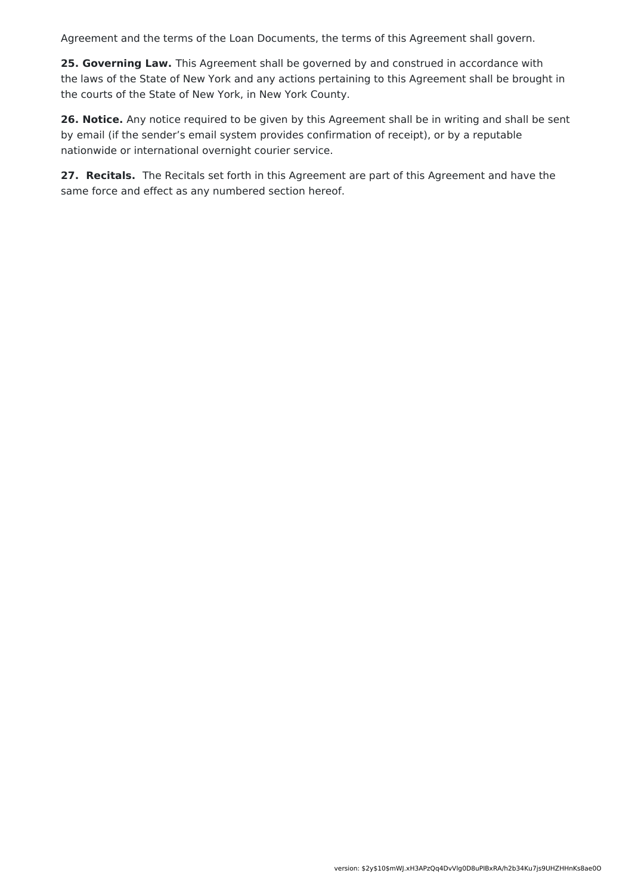Agreement and the terms of the Loan Documents, the terms of this Agreement shall govern.

**25. Governing Law.** This Agreement shall be governed by and construed in accordance with the laws of the State of New York and any actions pertaining to this Agreement shall be brought in the courts of the State of New York, in New York County.

**26. Notice.** Any notice required to be given by this Agreement shall be in writing and shall be sent by email (if the sender's email system provides confirmation of receipt), or by a reputable nationwide or international overnight courier service.

**27. Recitals.** The Recitals set forth in this Agreement are part of this Agreement and have the same force and effect as any numbered section hereof.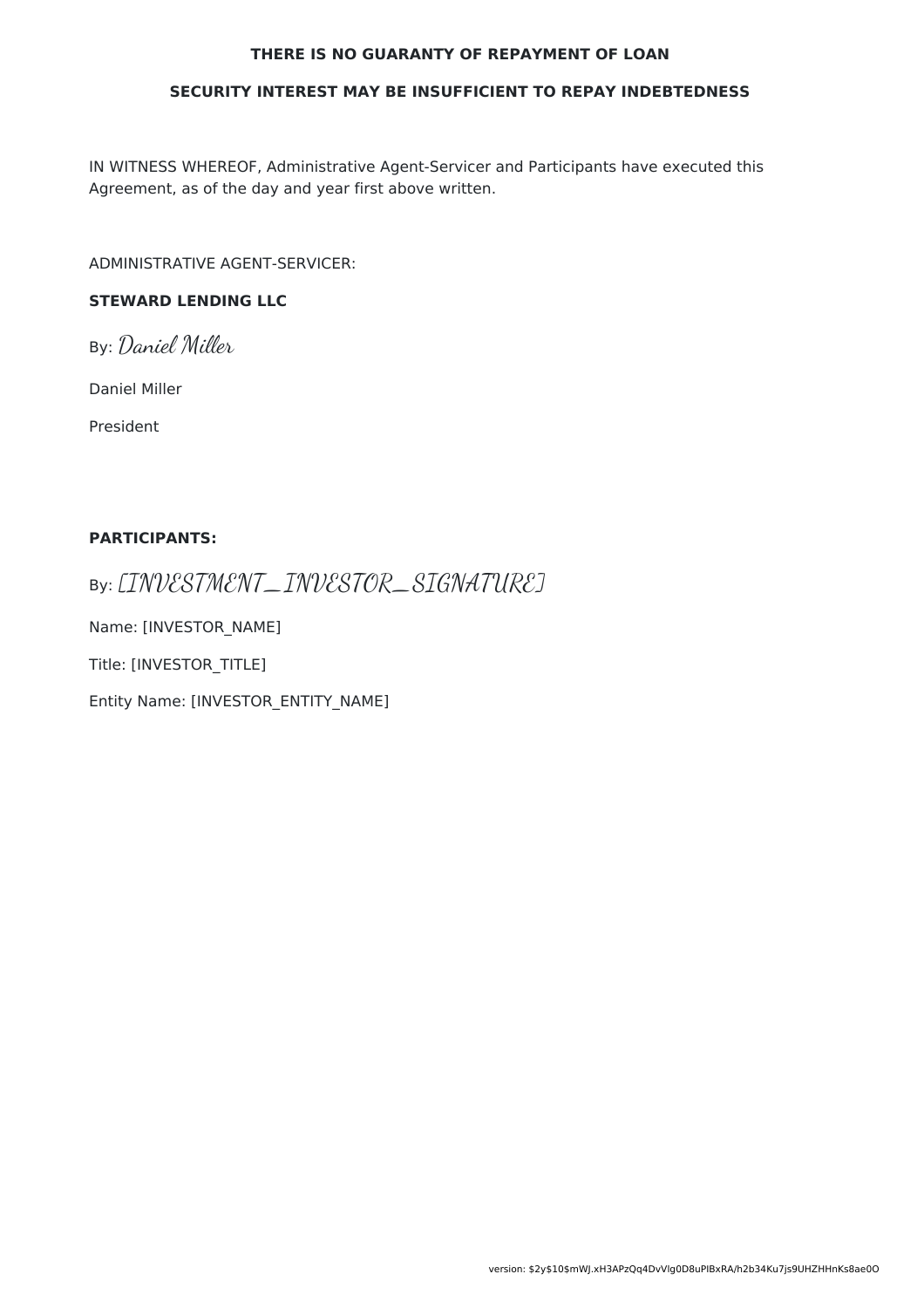**THERE IS NO GUARANTY OF REPAYMENT OF LOAN**

**SECURITY INTEREST MAY BE INSUFFICIENT TO REPAY INDEBTEDNESS**

IN WITNESS WHEREOF, Administrative Agent-Servicer and Participants have executed this Agreement, as of the day and year first above written.

ADMINISTRATIVE AGENT-SERVICER:

**STEWARD LENDING LLC**

By: *Daniel Miller*

Daniel Miller

President

**PARTICIPANTS:**

By: *[INVESTMENT_INVESTOR_SIGNATURE]*

Name: [INVESTOR_NAME]

Title: [INVESTOR_TITLE]

Entity Name: [INVESTOR_ENTITY_NAME]

version: $2y$10$mWJ.xH3APzQq4DvVlg0D8uPlBxRA/h2b34Ku7js9UHZHHnKs8ae0O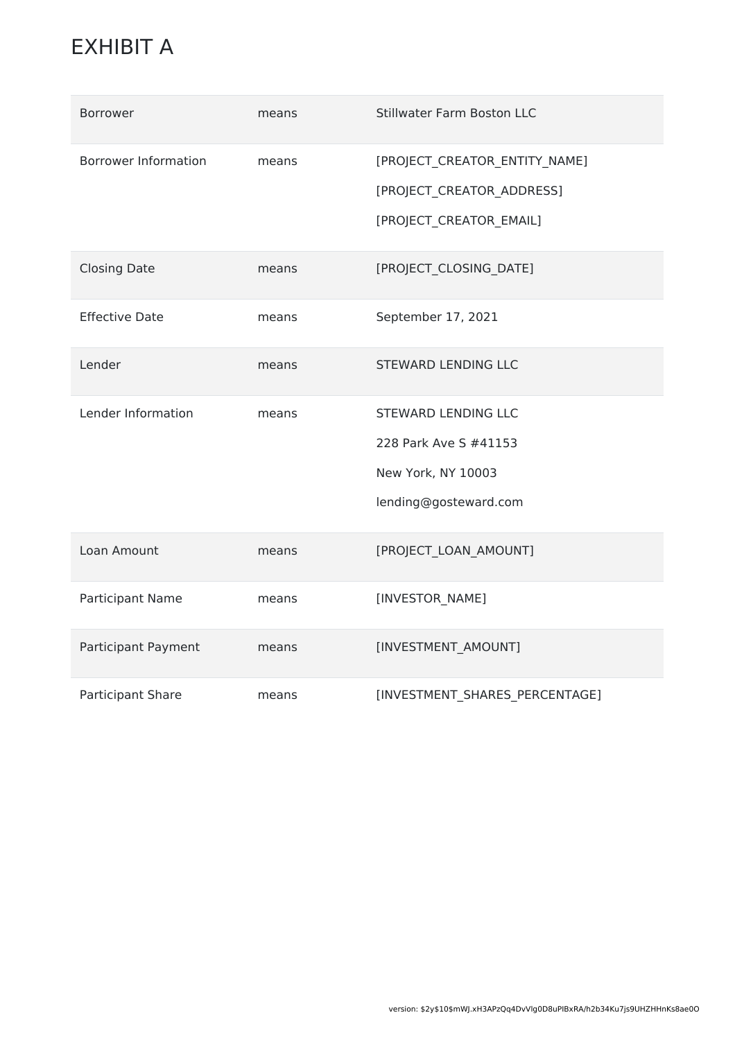# EXHIBIT A

| | | |
|---|---|---|
| Borrower | means | Stillwater Farm Boston LLC |
| Borrower Information | means | [PROJECT_CREATOR_ENTITY_NAME]<br>[PROJECT_CREATOR_ADDRESS]<br>[PROJECT_CREATOR_EMAIL] |
| Closing Date | means | [PROJECT_CLOSING_DATE] |
| Effective Date | means | September 17, 2021 |
| Lender | means | STEWARD LENDING LLC |
| Lender Information | means | STEWARD LENDING LLC<br>228 Park Ave S #41153<br>New York, NY 10003<br>lending@gosteward.com |
| Loan Amount | means | [PROJECT_LOAN_AMOUNT] |
| Participant Name | means | [INVESTOR_NAME] |
| Participant Payment | means | [INVESTMENT_AMOUNT] |
| Participant Share | means | [INVESTMENT_SHARES_PERCENTAGE] |

version: $2y$10$mWJ.xH3APzQq4DvVlg0D8uPIBxRA/h2b34Ku7js9UHZHHnKs8ae0O